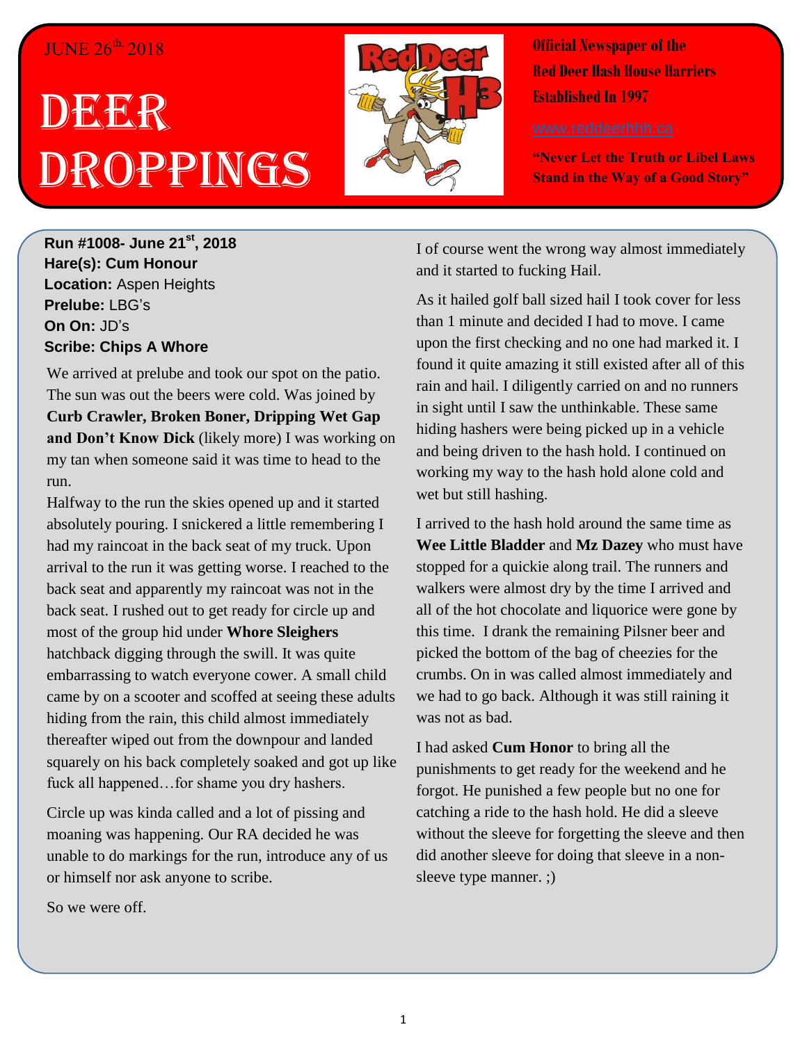JUNE 26th, 2018

# DEER DROPPINGS

**Official Newspaper of the Red Deer Hash House Harriers Established In 1997**

www.reddeerhhh.ca

**"Never Let the Truth or Libel Laws Stand in the Way of a Good Story"**

**Run #1008- June 21st, 2018**
**Hare(s): Cum Honour**
**Location:** Aspen Heights
**Prelube:** LBG's
**On On:** JD's
**Scribe: Chips A Whore**

We arrived at prelube and took our spot on the patio. The sun was out the beers were cold. Was joined by **Curb Crawler, Broken Boner, Dripping Wet Gap and Don't Know Dick** (likely more) I was working on my tan when someone said it was time to head to the run.

Halfway to the run the skies opened up and it started absolutely pouring. I snickered a little remembering I had my raincoat in the back seat of my truck. Upon arrival to the run it was getting worse. I reached to the back seat and apparently my raincoat was not in the back seat. I rushed out to get ready for circle up and most of the group hid under **Whore Sleighers** hatchback digging through the swill. It was quite embarrassing to watch everyone cower. A small child came by on a scooter and scoffed at seeing these adults hiding from the rain, this child almost immediately thereafter wiped out from the downpour and landed squarely on his back completely soaked and got up like fuck all happened…for shame you dry hashers.

Circle up was kinda called and a lot of pissing and moaning was happening. Our RA decided he was unable to do markings for the run, introduce any of us or himself nor ask anyone to scribe.

So we were off.

I of course went the wrong way almost immediately and it started to fucking Hail.

As it hailed golf ball sized hail I took cover for less than 1 minute and decided I had to move. I came upon the first checking and no one had marked it. I found it quite amazing it still existed after all of this rain and hail. I diligently carried on and no runners in sight until I saw the unthinkable. These same hiding hashers were being picked up in a vehicle and being driven to the hash hold. I continued on working my way to the hash hold alone cold and wet but still hashing.

I arrived to the hash hold around the same time as **Wee Little Bladder** and **Mz Dazey** who must have stopped for a quickie along trail. The runners and walkers were almost dry by the time I arrived and all of the hot chocolate and liquorice were gone by this time. I drank the remaining Pilsner beer and picked the bottom of the bag of cheezies for the crumbs. On in was called almost immediately and we had to go back. Although it was still raining it was not as bad.

I had asked **Cum Honor** to bring all the punishments to get ready for the weekend and he forgot. He punished a few people but no one for catching a ride to the hash hold. He did a sleeve without the sleeve for forgetting the sleeve and then did another sleeve for doing that sleeve in a non-sleeve type manner. ;)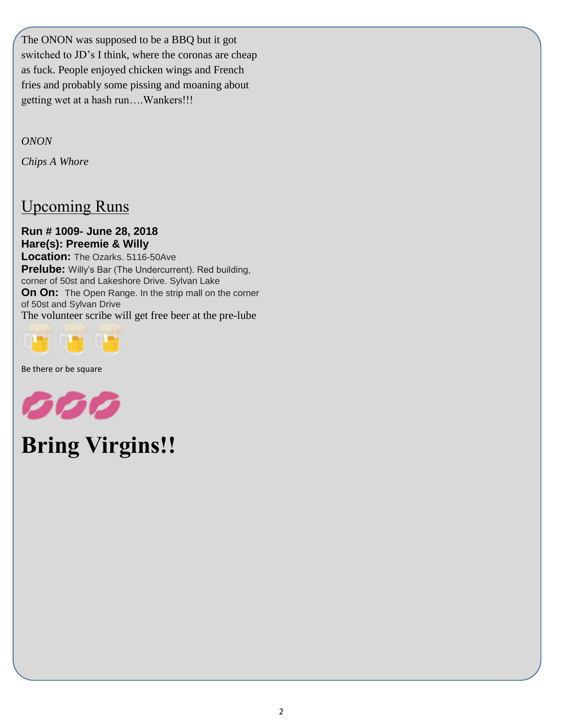The ONON was supposed to be a BBQ but it got switched to JD's I think, where the coronas are cheap as fuck. People enjoyed chicken wings and French fries and probably some pissing and moaning about getting wet at a hash run….Wankers!!!

*ONON*

*Chips A Whore*

## Upcoming Runs

**Run # 1009- June 28, 2018**
**Hare(s): Preemie & Willy**
**Location:** The Ozarks. 5116-50Ave
**Prelube:** Willy's Bar (The Undercurrent). Red building, corner of 50st and Lakeshore Drive. Sylvan Lake
**On On:** The Open Range. In the strip mall on the corner of 50st and Sylvan Drive
The volunteer scribe will get free beer at the pre-lube

Be there or be square

# Bring Virgins!!